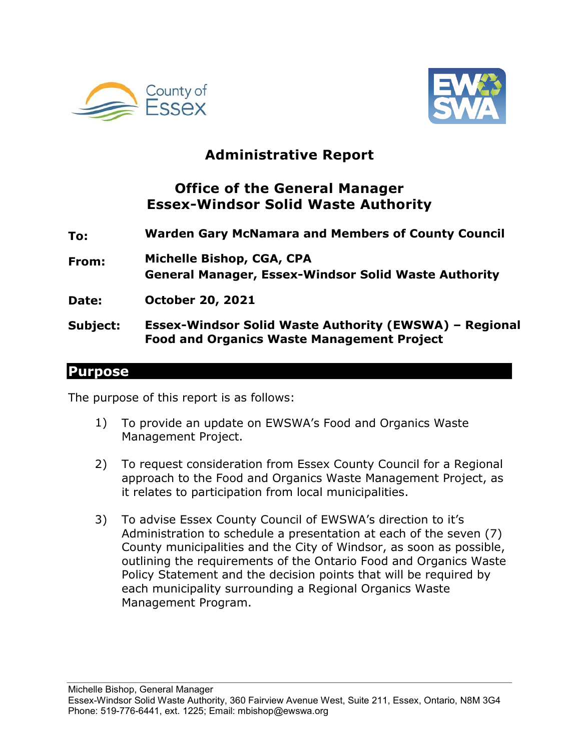# Administrative Report

## Office of the General Manager
## Essex-Windsor Solid Waste Authority

**To:** **Warden Gary McNamara and Members of County Council**

**From:** **Michelle Bishop, CGA, CPA**
**General Manager, Essex-Windsor Solid Waste Authority**

**Date:** **October 20, 2021**

**Subject:** **Essex-Windsor Solid Waste Authority (EWSWA) – Regional Food and Organics Waste Management Project**

## Purpose

The purpose of this report is as follows:

1) To provide an update on EWSWA's Food and Organics Waste Management Project.

2) To request consideration from Essex County Council for a Regional approach to the Food and Organics Waste Management Project, as it relates to participation from local municipalities.

3) To advise Essex County Council of EWSWA's direction to it's Administration to schedule a presentation at each of the seven (7) County municipalities and the City of Windsor, as soon as possible, outlining the requirements of the Ontario Food and Organics Waste Policy Statement and the decision points that will be required by each municipality surrounding a Regional Organics Waste Management Program.

Michelle Bishop, General Manager
Essex-Windsor Solid Waste Authority, 360 Fairview Avenue West, Suite 211, Essex, Ontario, N8M 3G4
Phone: 519-776-6441, ext. 1225; Email: mbishop@ewswa.org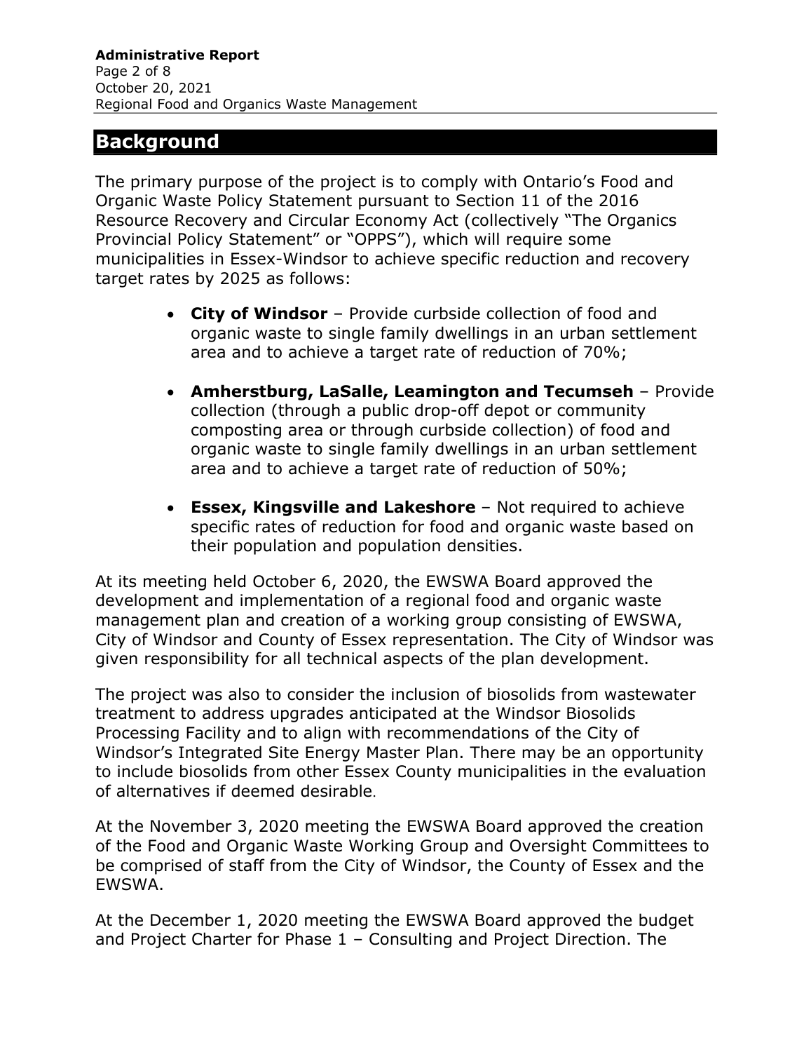## Background

The primary purpose of the project is to comply with Ontario's Food and Organic Waste Policy Statement pursuant to Section 11 of the 2016 Resource Recovery and Circular Economy Act (collectively "The Organics Provincial Policy Statement" or "OPPS"), which will require some municipalities in Essex-Windsor to achieve specific reduction and recovery target rates by 2025 as follows:

- **City of Windsor** – Provide curbside collection of food and organic waste to single family dwellings in an urban settlement area and to achieve a target rate of reduction of 70%;
- **Amherstburg, LaSalle, Leamington and Tecumseh** – Provide collection (through a public drop-off depot or community composting area or through curbside collection) of food and organic waste to single family dwellings in an urban settlement area and to achieve a target rate of reduction of 50%;
- **Essex, Kingsville and Lakeshore** – Not required to achieve specific rates of reduction for food and organic waste based on their population and population densities.

At its meeting held October 6, 2020, the EWSWA Board approved the development and implementation of a regional food and organic waste management plan and creation of a working group consisting of EWSWA, City of Windsor and County of Essex representation. The City of Windsor was given responsibility for all technical aspects of the plan development.

The project was also to consider the inclusion of biosolids from wastewater treatment to address upgrades anticipated at the Windsor Biosolids Processing Facility and to align with recommendations of the City of Windsor's Integrated Site Energy Master Plan. There may be an opportunity to include biosolids from other Essex County municipalities in the evaluation of alternatives if deemed desirable.

At the November 3, 2020 meeting the EWSWA Board approved the creation of the Food and Organic Waste Working Group and Oversight Committees to be comprised of staff from the City of Windsor, the County of Essex and the EWSWA.

At the December 1, 2020 meeting the EWSWA Board approved the budget and Project Charter for Phase 1 – Consulting and Project Direction. The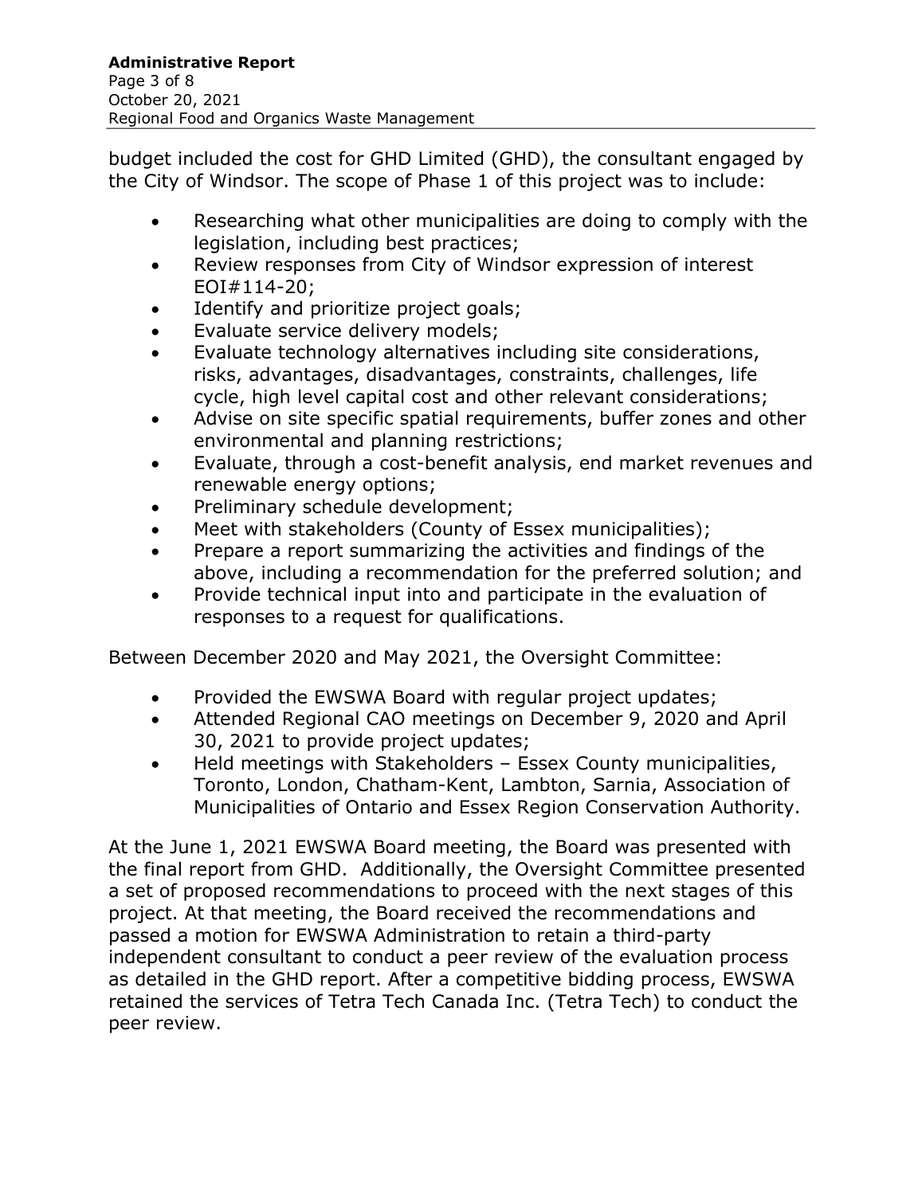budget included the cost for GHD Limited (GHD), the consultant engaged by the City of Windsor. The scope of Phase 1 of this project was to include:

- Researching what other municipalities are doing to comply with the legislation, including best practices;
- Review responses from City of Windsor expression of interest EOI#114-20;
- Identify and prioritize project goals;
- Evaluate service delivery models;
- Evaluate technology alternatives including site considerations, risks, advantages, disadvantages, constraints, challenges, life cycle, high level capital cost and other relevant considerations;
- Advise on site specific spatial requirements, buffer zones and other environmental and planning restrictions;
- Evaluate, through a cost-benefit analysis, end market revenues and renewable energy options;
- Preliminary schedule development;
- Meet with stakeholders (County of Essex municipalities);
- Prepare a report summarizing the activities and findings of the above, including a recommendation for the preferred solution; and
- Provide technical input into and participate in the evaluation of responses to a request for qualifications.

Between December 2020 and May 2021, the Oversight Committee:

- Provided the EWSWA Board with regular project updates;
- Attended Regional CAO meetings on December 9, 2020 and April 30, 2021 to provide project updates;
- Held meetings with Stakeholders – Essex County municipalities, Toronto, London, Chatham-Kent, Lambton, Sarnia, Association of Municipalities of Ontario and Essex Region Conservation Authority.

At the June 1, 2021 EWSWA Board meeting, the Board was presented with the final report from GHD. Additionally, the Oversight Committee presented a set of proposed recommendations to proceed with the next stages of this project. At that meeting, the Board received the recommendations and passed a motion for EWSWA Administration to retain a third-party independent consultant to conduct a peer review of the evaluation process as detailed in the GHD report. After a competitive bidding process, EWSWA retained the services of Tetra Tech Canada Inc. (Tetra Tech) to conduct the peer review.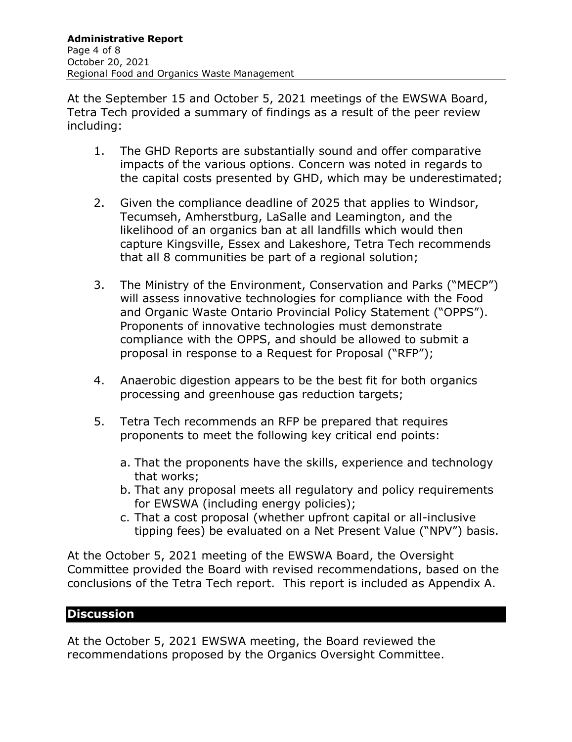At the September 15 and October 5, 2021 meetings of the EWSWA Board, Tetra Tech provided a summary of findings as a result of the peer review including:

1. The GHD Reports are substantially sound and offer comparative impacts of the various options. Concern was noted in regards to the capital costs presented by GHD, which may be underestimated;

2. Given the compliance deadline of 2025 that applies to Windsor, Tecumseh, Amherstburg, LaSalle and Leamington, and the likelihood of an organics ban at all landfills which would then capture Kingsville, Essex and Lakeshore, Tetra Tech recommends that all 8 communities be part of a regional solution;

3. The Ministry of the Environment, Conservation and Parks ("MECP") will assess innovative technologies for compliance with the Food and Organic Waste Ontario Provincial Policy Statement ("OPPS"). Proponents of innovative technologies must demonstrate compliance with the OPPS, and should be allowed to submit a proposal in response to a Request for Proposal ("RFP");

4. Anaerobic digestion appears to be the best fit for both organics processing and greenhouse gas reduction targets;

5. Tetra Tech recommends an RFP be prepared that requires proponents to meet the following key critical end points:

   a. That the proponents have the skills, experience and technology that works;
   b. That any proposal meets all regulatory and policy requirements for EWSWA (including energy policies);
   c. That a cost proposal (whether upfront capital or all-inclusive tipping fees) be evaluated on a Net Present Value ("NPV") basis.

At the October 5, 2021 meeting of the EWSWA Board, the Oversight Committee provided the Board with revised recommendations, based on the conclusions of the Tetra Tech report. This report is included as Appendix A.

## Discussion

At the October 5, 2021 EWSWA meeting, the Board reviewed the recommendations proposed by the Organics Oversight Committee.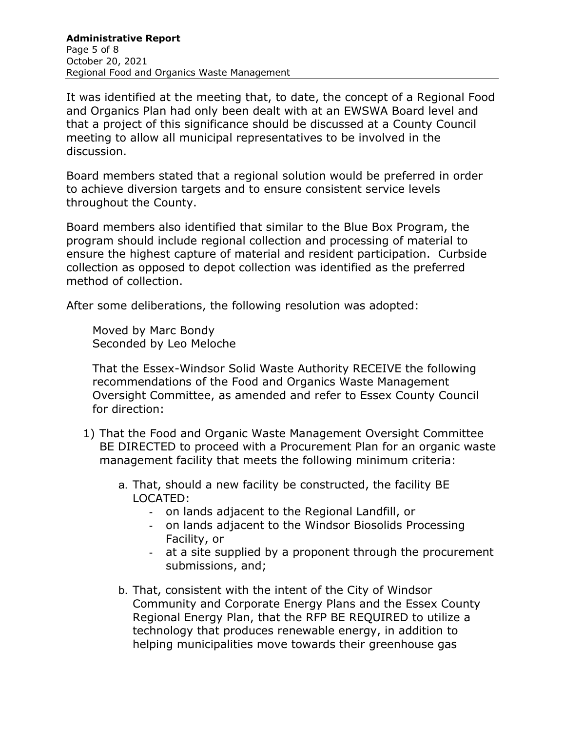It was identified at the meeting that, to date, the concept of a Regional Food and Organics Plan had only been dealt with at an EWSWA Board level and that a project of this significance should be discussed at a County Council meeting to allow all municipal representatives to be involved in the discussion.

Board members stated that a regional solution would be preferred in order to achieve diversion targets and to ensure consistent service levels throughout the County.

Board members also identified that similar to the Blue Box Program, the program should include regional collection and processing of material to ensure the highest capture of material and resident participation. Curbside collection as opposed to depot collection was identified as the preferred method of collection.

After some deliberations, the following resolution was adopted:

> Moved by Marc Bondy
> Seconded by Leo Meloche
>
> That the Essex-Windsor Solid Waste Authority RECEIVE the following recommendations of the Food and Organics Waste Management Oversight Committee, as amended and refer to Essex County Council for direction:

1) That the Food and Organic Waste Management Oversight Committee BE DIRECTED to proceed with a Procurement Plan for an organic waste management facility that meets the following minimum criteria:

    a. That, should a new facility be constructed, the facility BE LOCATED:
        - on lands adjacent to the Regional Landfill, or
        - on lands adjacent to the Windsor Biosolids Processing Facility, or
        - at a site supplied by a proponent through the procurement submissions, and;

    b. That, consistent with the intent of the City of Windsor Community and Corporate Energy Plans and the Essex County Regional Energy Plan, that the RFP BE REQUIRED to utilize a technology that produces renewable energy, in addition to helping municipalities move towards their greenhouse gas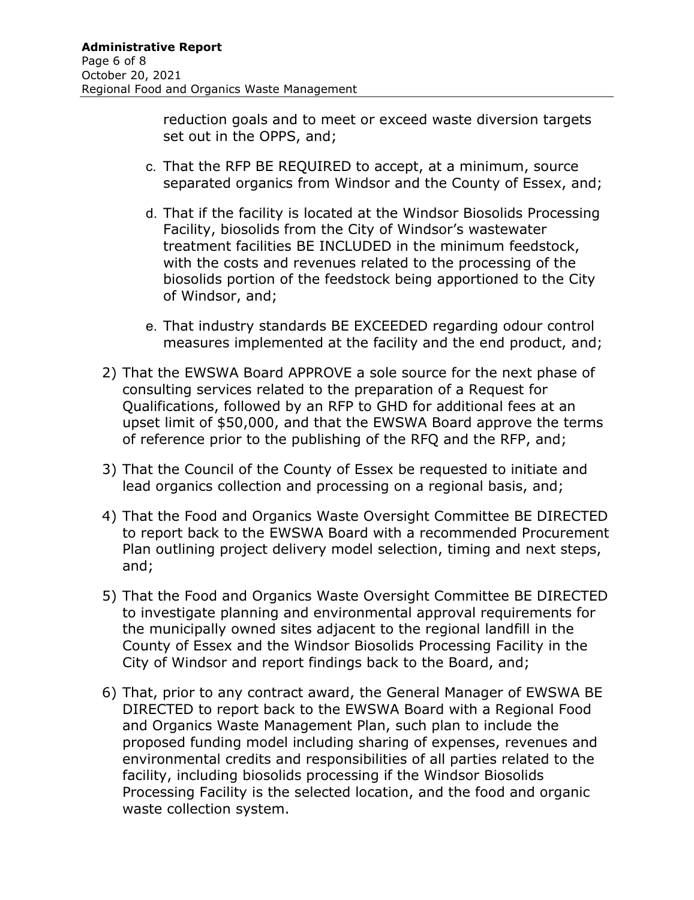reduction goals and to meet or exceed waste diversion targets set out in the OPPS, and;

c. That the RFP BE REQUIRED to accept, at a minimum, source separated organics from Windsor and the County of Essex, and;

d. That if the facility is located at the Windsor Biosolids Processing Facility, biosolids from the City of Windsor's wastewater treatment facilities BE INCLUDED in the minimum feedstock, with the costs and revenues related to the processing of the biosolids portion of the feedstock being apportioned to the City of Windsor, and;

e. That industry standards BE EXCEEDED regarding odour control measures implemented at the facility and the end product, and;

2) That the EWSWA Board APPROVE a sole source for the next phase of consulting services related to the preparation of a Request for Qualifications, followed by an RFP to GHD for additional fees at an upset limit of $50,000, and that the EWSWA Board approve the terms of reference prior to the publishing of the RFQ and the RFP, and;

3) That the Council of the County of Essex be requested to initiate and lead organics collection and processing on a regional basis, and;

4) That the Food and Organics Waste Oversight Committee BE DIRECTED to report back to the EWSWA Board with a recommended Procurement Plan outlining project delivery model selection, timing and next steps, and;

5) That the Food and Organics Waste Oversight Committee BE DIRECTED to investigate planning and environmental approval requirements for the municipally owned sites adjacent to the regional landfill in the County of Essex and the Windsor Biosolids Processing Facility in the City of Windsor and report findings back to the Board, and;

6) That, prior to any contract award, the General Manager of EWSWA BE DIRECTED to report back to the EWSWA Board with a Regional Food and Organics Waste Management Plan, such plan to include the proposed funding model including sharing of expenses, revenues and environmental credits and responsibilities of all parties related to the facility, including biosolids processing if the Windsor Biosolids Processing Facility is the selected location, and the food and organic waste collection system.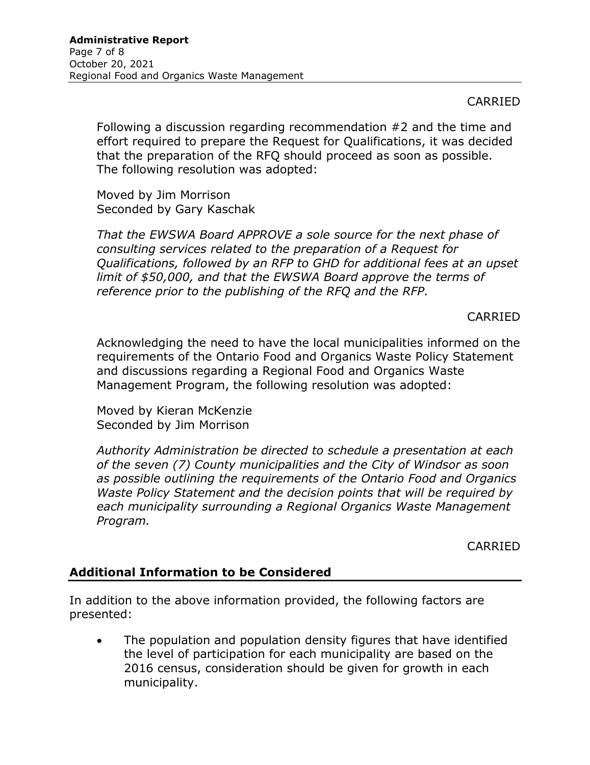CARRIED

Following a discussion regarding recommendation #2 and the time and effort required to prepare the Request for Qualifications, it was decided that the preparation of the RFQ should proceed as soon as possible. The following resolution was adopted:

Moved by Jim Morrison
Seconded by Gary Kaschak

*That the EWSWA Board APPROVE a sole source for the next phase of consulting services related to the preparation of a Request for Qualifications, followed by an RFP to GHD for additional fees at an upset limit of $50,000, and that the EWSWA Board approve the terms of reference prior to the publishing of the RFQ and the RFP.*

CARRIED

Acknowledging the need to have the local municipalities informed on the requirements of the Ontario Food and Organics Waste Policy Statement and discussions regarding a Regional Food and Organics Waste Management Program, the following resolution was adopted:

Moved by Kieran McKenzie
Seconded by Jim Morrison

*Authority Administration be directed to schedule a presentation at each of the seven (7) County municipalities and the City of Windsor as soon as possible outlining the requirements of the Ontario Food and Organics Waste Policy Statement and the decision points that will be required by each municipality surrounding a Regional Organics Waste Management Program.*

CARRIED

## Additional Information to be Considered

In addition to the above information provided, the following factors are presented:

- The population and population density figures that have identified the level of participation for each municipality are based on the 2016 census, consideration should be given for growth in each municipality.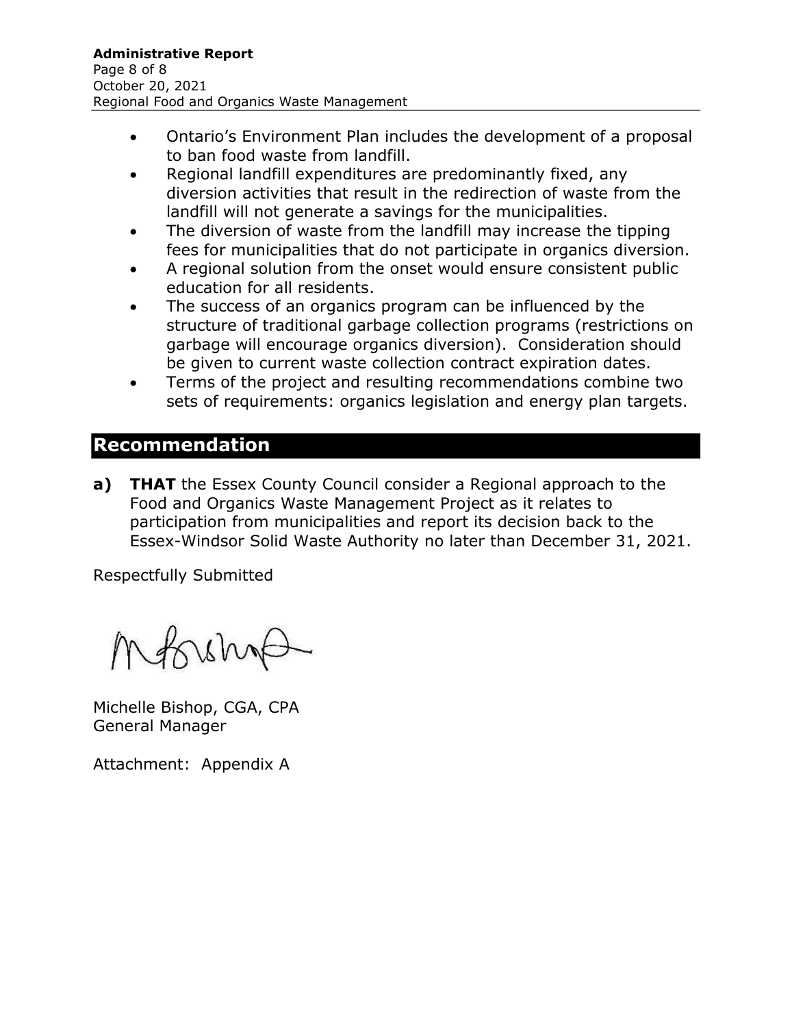- Ontario's Environment Plan includes the development of a proposal to ban food waste from landfill.
- Regional landfill expenditures are predominantly fixed, any diversion activities that result in the redirection of waste from the landfill will not generate a savings for the municipalities.
- The diversion of waste from the landfill may increase the tipping fees for municipalities that do not participate in organics diversion.
- A regional solution from the onset would ensure consistent public education for all residents.
- The success of an organics program can be influenced by the structure of traditional garbage collection programs (restrictions on garbage will encourage organics diversion). Consideration should be given to current waste collection contract expiration dates.
- Terms of the project and resulting recommendations combine two sets of requirements: organics legislation and energy plan targets.

## Recommendation

**a) THAT** the Essex County Council consider a Regional approach to the Food and Organics Waste Management Project as it relates to participation from municipalities and report its decision back to the Essex-Windsor Solid Waste Authority no later than December 31, 2021.

Respectfully Submitted

Michelle Bishop, CGA, CPA
General Manager

Attachment: Appendix A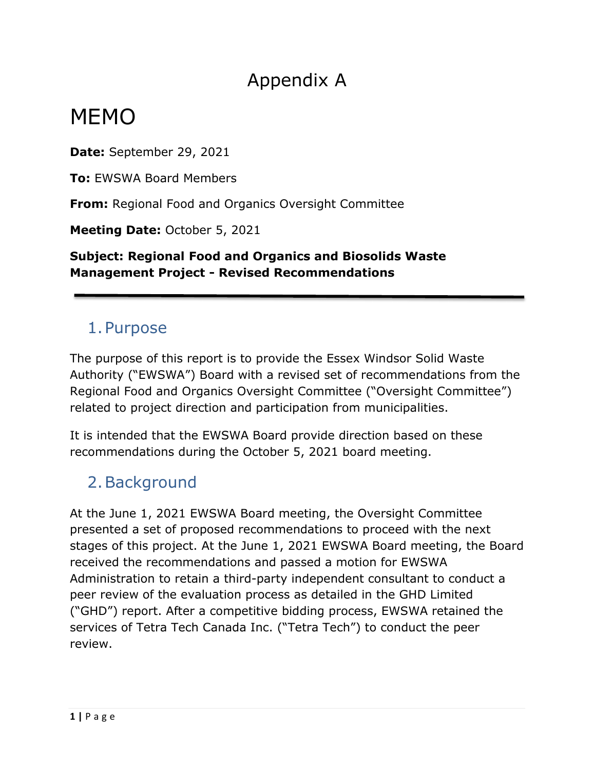# Appendix A

# MEMO

**Date:** September 29, 2021

**To:** EWSWA Board Members

**From:** Regional Food and Organics Oversight Committee

**Meeting Date:** October 5, 2021

**Subject: Regional Food and Organics and Biosolids Waste Management Project - Revised Recommendations**

---

## 1. Purpose

The purpose of this report is to provide the Essex Windsor Solid Waste Authority ("EWSWA") Board with a revised set of recommendations from the Regional Food and Organics Oversight Committee ("Oversight Committee") related to project direction and participation from municipalities.

It is intended that the EWSWA Board provide direction based on these recommendations during the October 5, 2021 board meeting.

## 2. Background

At the June 1, 2021 EWSWA Board meeting, the Oversight Committee presented a set of proposed recommendations to proceed with the next stages of this project. At the June 1, 2021 EWSWA Board meeting, the Board received the recommendations and passed a motion for EWSWA Administration to retain a third-party independent consultant to conduct a peer review of the evaluation process as detailed in the GHD Limited ("GHD") report. After a competitive bidding process, EWSWA retained the services of Tetra Tech Canada Inc. ("Tetra Tech") to conduct the peer review.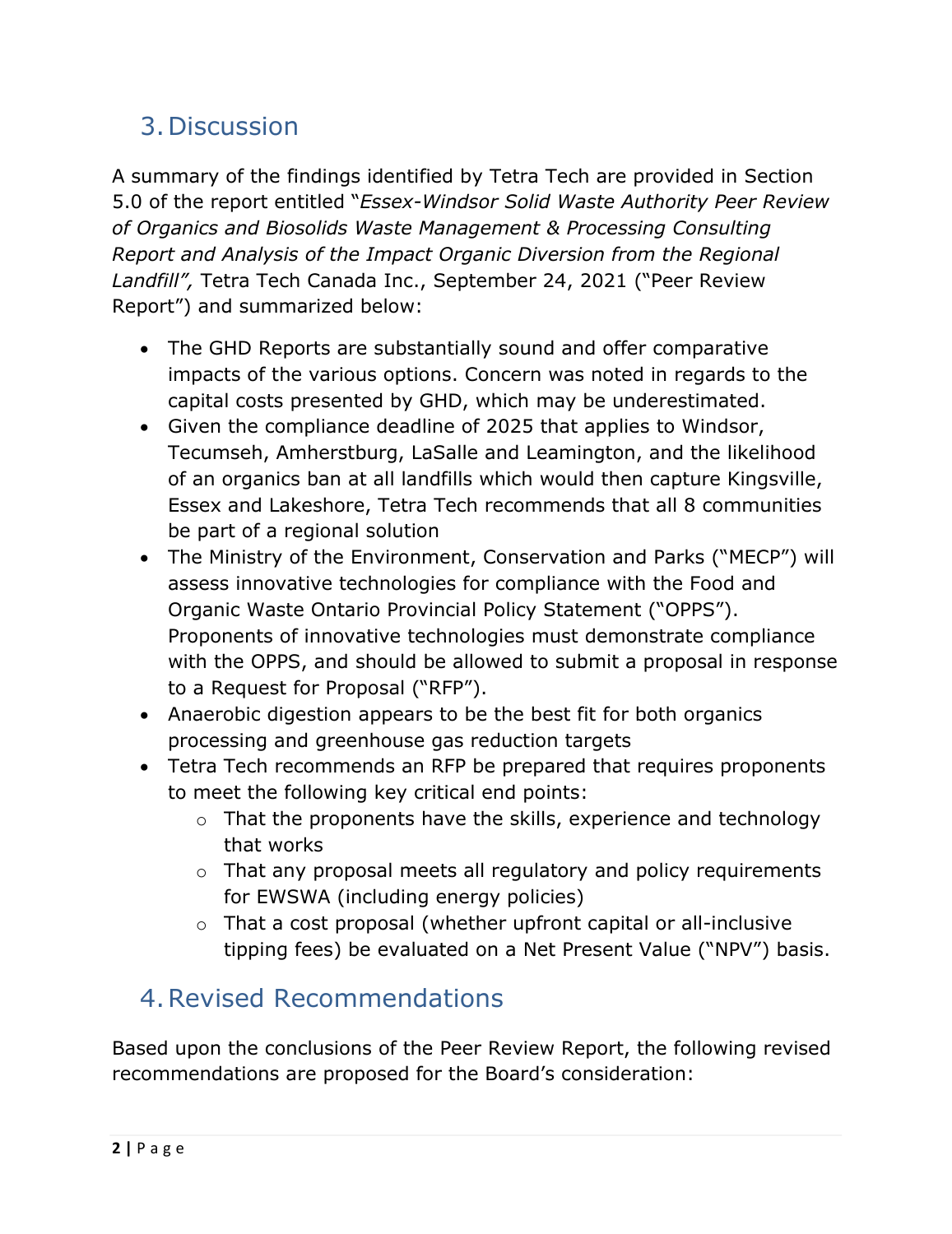## 3. Discussion

A summary of the findings identified by Tetra Tech are provided in Section 5.0 of the report entitled "*Essex-Windsor Solid Waste Authority Peer Review of Organics and Biosolids Waste Management & Processing Consulting Report and Analysis of the Impact Organic Diversion from the Regional Landfill",* Tetra Tech Canada Inc., September 24, 2021 ("Peer Review Report") and summarized below:

- The GHD Reports are substantially sound and offer comparative impacts of the various options. Concern was noted in regards to the capital costs presented by GHD, which may be underestimated.
- Given the compliance deadline of 2025 that applies to Windsor, Tecumseh, Amherstburg, LaSalle and Leamington, and the likelihood of an organics ban at all landfills which would then capture Kingsville, Essex and Lakeshore, Tetra Tech recommends that all 8 communities be part of a regional solution
- The Ministry of the Environment, Conservation and Parks ("MECP") will assess innovative technologies for compliance with the Food and Organic Waste Ontario Provincial Policy Statement ("OPPS"). Proponents of innovative technologies must demonstrate compliance with the OPPS, and should be allowed to submit a proposal in response to a Request for Proposal ("RFP").
- Anaerobic digestion appears to be the best fit for both organics processing and greenhouse gas reduction targets
- Tetra Tech recommends an RFP be prepared that requires proponents to meet the following key critical end points:
  - That the proponents have the skills, experience and technology that works
  - That any proposal meets all regulatory and policy requirements for EWSWA (including energy policies)
  - That a cost proposal (whether upfront capital or all-inclusive tipping fees) be evaluated on a Net Present Value ("NPV") basis.

## 4. Revised Recommendations

Based upon the conclusions of the Peer Review Report, the following revised recommendations are proposed for the Board's consideration: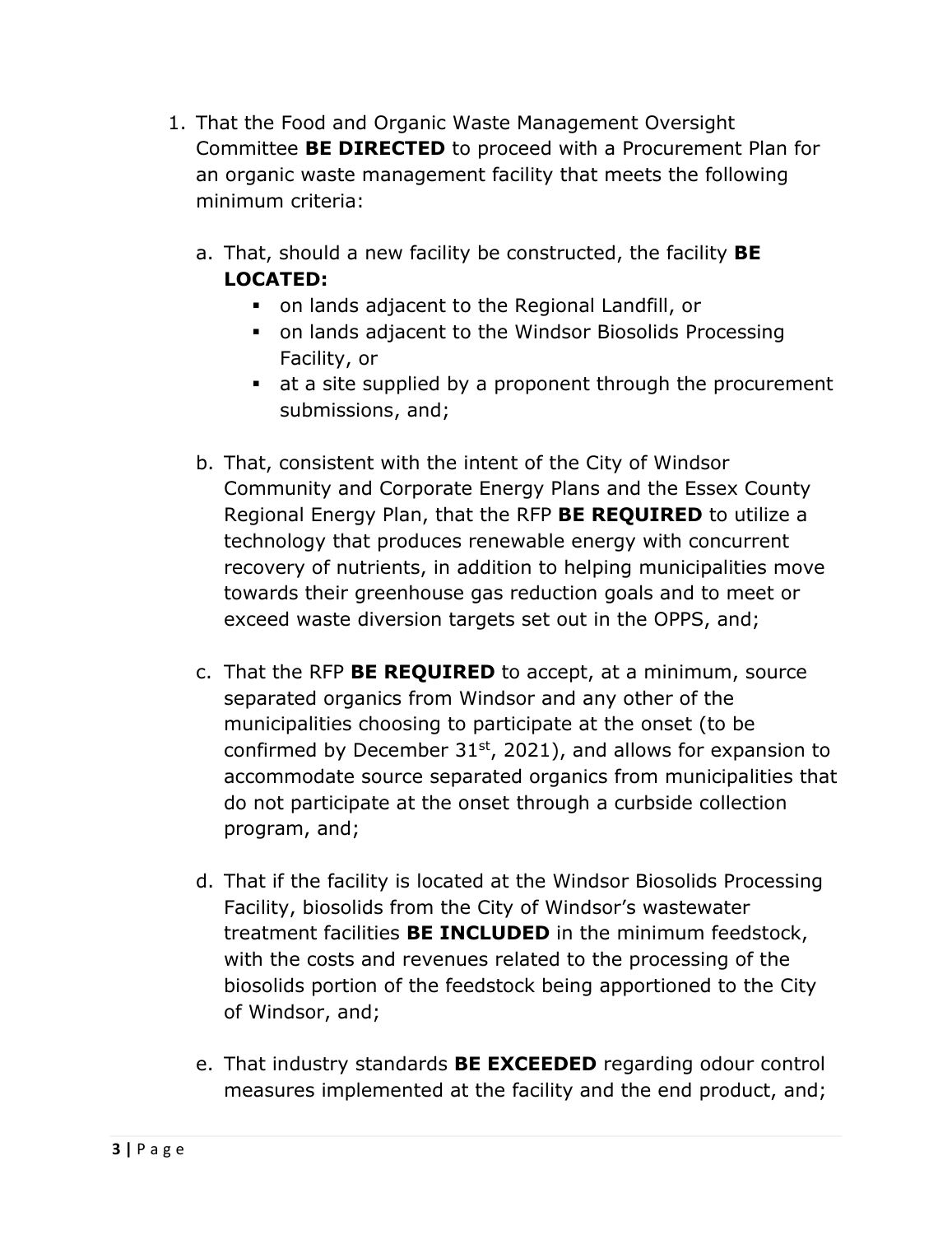1. That the Food and Organic Waste Management Oversight Committee **BE DIRECTED** to proceed with a Procurement Plan for an organic waste management facility that meets the following minimum criteria:

   a. That, should a new facility be constructed, the facility **BE LOCATED:**
      - on lands adjacent to the Regional Landfill, or
      - on lands adjacent to the Windsor Biosolids Processing Facility, or
      - at a site supplied by a proponent through the procurement submissions, and;

   b. That, consistent with the intent of the City of Windsor Community and Corporate Energy Plans and the Essex County Regional Energy Plan, that the RFP **BE REQUIRED** to utilize a technology that produces renewable energy with concurrent recovery of nutrients, in addition to helping municipalities move towards their greenhouse gas reduction goals and to meet or exceed waste diversion targets set out in the OPPS, and;

   c. That the RFP **BE REQUIRED** to accept, at a minimum, source separated organics from Windsor and any other of the municipalities choosing to participate at the onset (to be confirmed by December 31st, 2021), and allows for expansion to accommodate source separated organics from municipalities that do not participate at the onset through a curbside collection program, and;

   d. That if the facility is located at the Windsor Biosolids Processing Facility, biosolids from the City of Windsor's wastewater treatment facilities **BE INCLUDED** in the minimum feedstock, with the costs and revenues related to the processing of the biosolids portion of the feedstock being apportioned to the City of Windsor, and;

   e. That industry standards **BE EXCEEDED** regarding odour control measures implemented at the facility and the end product, and;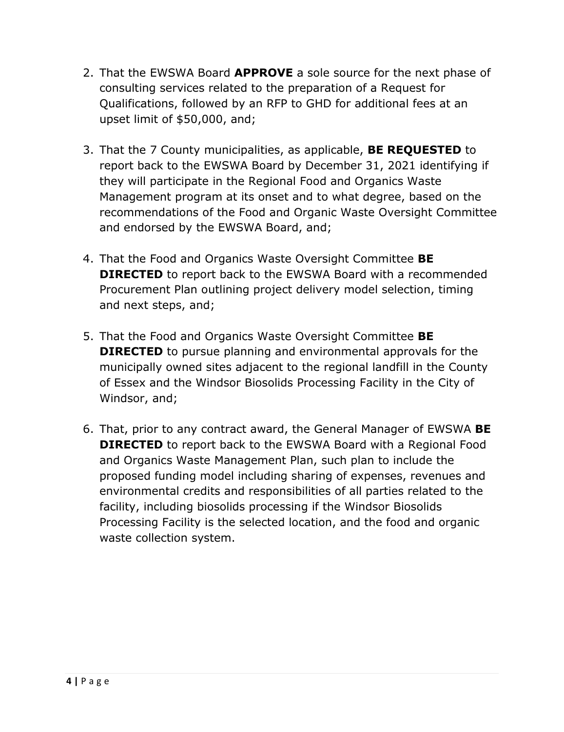2. That the EWSWA Board **APPROVE** a sole source for the next phase of consulting services related to the preparation of a Request for Qualifications, followed by an RFP to GHD for additional fees at an upset limit of $50,000, and;

3. That the 7 County municipalities, as applicable, **BE REQUESTED** to report back to the EWSWA Board by December 31, 2021 identifying if they will participate in the Regional Food and Organics Waste Management program at its onset and to what degree, based on the recommendations of the Food and Organic Waste Oversight Committee and endorsed by the EWSWA Board, and;

4. That the Food and Organics Waste Oversight Committee **BE DIRECTED** to report back to the EWSWA Board with a recommended Procurement Plan outlining project delivery model selection, timing and next steps, and;

5. That the Food and Organics Waste Oversight Committee **BE DIRECTED** to pursue planning and environmental approvals for the municipally owned sites adjacent to the regional landfill in the County of Essex and the Windsor Biosolids Processing Facility in the City of Windsor, and;

6. That, prior to any contract award, the General Manager of EWSWA **BE DIRECTED** to report back to the EWSWA Board with a Regional Food and Organics Waste Management Plan, such plan to include the proposed funding model including sharing of expenses, revenues and environmental credits and responsibilities of all parties related to the facility, including biosolids processing if the Windsor Biosolids Processing Facility is the selected location, and the food and organic waste collection system.